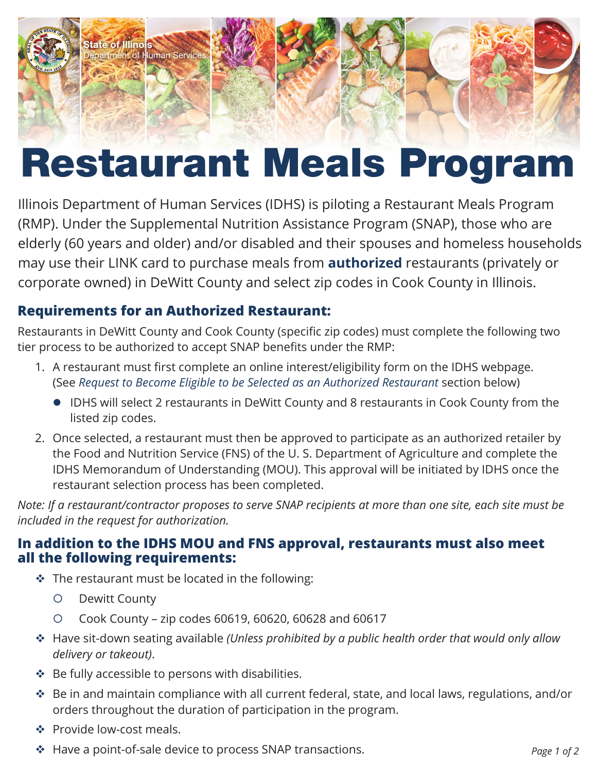State of Illinois
Department of Human Services

# Restaurant Meals Program

Illinois Department of Human Services (IDHS) is piloting a Restaurant Meals Program (RMP). Under the Supplemental Nutrition Assistance Program (SNAP), those who are elderly (60 years and older) and/or disabled and their spouses and homeless households may use their LINK card to purchase meals from **authorized** restaurants (privately or corporate owned) in DeWitt County and select zip codes in Cook County in Illinois.

## Requirements for an Authorized Restaurant:

Restaurants in DeWitt County and Cook County (specific zip codes) must complete the following two tier process to be authorized to accept SNAP benefits under the RMP:

1. A restaurant must first complete an online interest/eligibility form on the IDHS webpage. (See *Request to Become Eligible to be Selected as an Authorized Restaurant* section below)
   - IDHS will select 2 restaurants in DeWitt County and 8 restaurants in Cook County from the listed zip codes.
2. Once selected, a restaurant must then be approved to participate as an authorized retailer by the Food and Nutrition Service (FNS) of the U. S. Department of Agriculture and complete the IDHS Memorandum of Understanding (MOU). This approval will be initiated by IDHS once the restaurant selection process has been completed.

*Note: If a restaurant/contractor proposes to serve SNAP recipients at more than one site, each site must be included in the request for authorization.*

## In addition to the IDHS MOU and FNS approval, restaurants must also meet all the following requirements:

- The restaurant must be located in the following:
  - Dewitt County
  - Cook County – zip codes 60619, 60620, 60628 and 60617
- Have sit-down seating available *(Unless prohibited by a public health order that would only allow delivery or takeout)*.
- Be fully accessible to persons with disabilities.
- Be in and maintain compliance with all current federal, state, and local laws, regulations, and/or orders throughout the duration of participation in the program.
- Provide low-cost meals.
- Have a point-of-sale device to process SNAP transactions.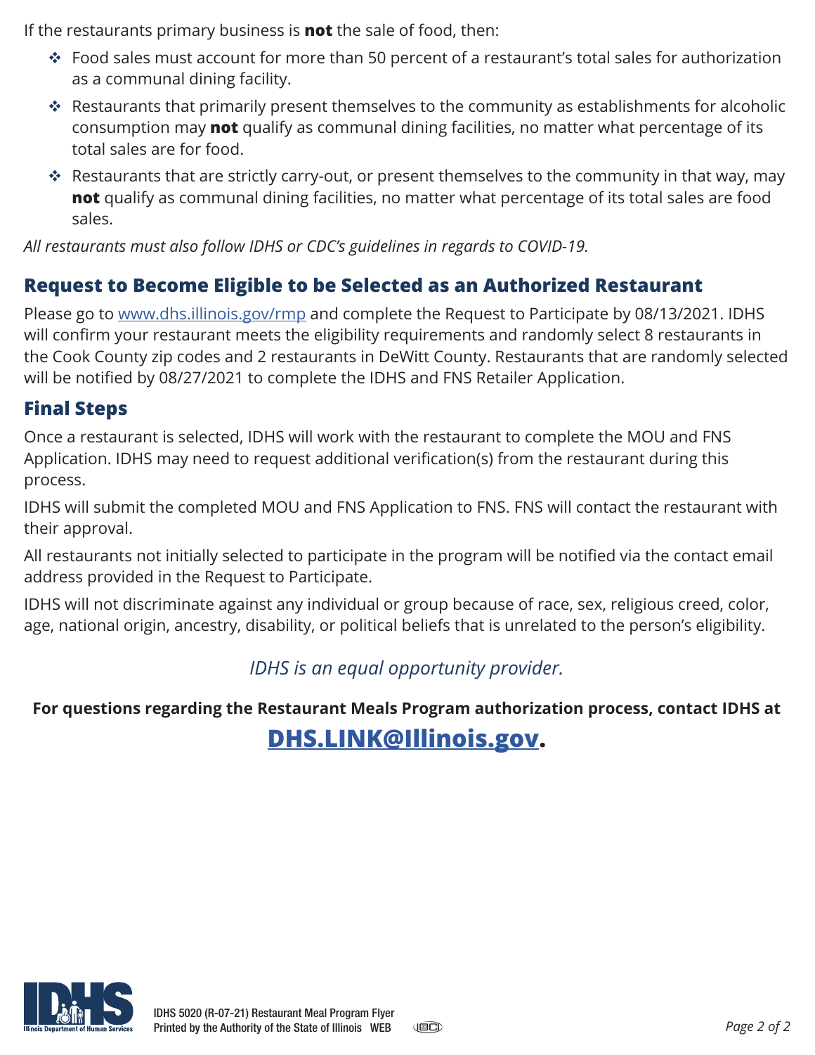If the restaurants primary business is **not** the sale of food, then:

- Food sales must account for more than 50 percent of a restaurant's total sales for authorization as a communal dining facility.
- Restaurants that primarily present themselves to the community as establishments for alcoholic consumption may **not** qualify as communal dining facilities, no matter what percentage of its total sales are for food.
- Restaurants that are strictly carry-out, or present themselves to the community in that way, may **not** qualify as communal dining facilities, no matter what percentage of its total sales are food sales.

*All restaurants must also follow IDHS or CDC's guidelines in regards to COVID-19.*

## Request to Become Eligible to be Selected as an Authorized Restaurant

Please go to [www.dhs.illinois.gov/rmp](http://www.dhs.illinois.gov/rmp) and complete the Request to Participate by 08/13/2021. IDHS will confirm your restaurant meets the eligibility requirements and randomly select 8 restaurants in the Cook County zip codes and 2 restaurants in DeWitt County. Restaurants that are randomly selected will be notified by 08/27/2021 to complete the IDHS and FNS Retailer Application.

## Final Steps

Once a restaurant is selected, IDHS will work with the restaurant to complete the MOU and FNS Application. IDHS may need to request additional verification(s) from the restaurant during this process.

IDHS will submit the completed MOU and FNS Application to FNS. FNS will contact the restaurant with their approval.

All restaurants not initially selected to participate in the program will be notified via the contact email address provided in the Request to Participate.

IDHS will not discriminate against any individual or group because of race, sex, religious creed, color, age, national origin, ancestry, disability, or political beliefs that is unrelated to the person's eligibility.

*IDHS is an equal opportunity provider.*

**For questions regarding the Restaurant Meals Program authorization process, contact IDHS at**

**[DHS.LINK@Illinois.gov](mailto:DHS.LINK@Illinois.gov).**

IDHS 5020 (R-07-21) Restaurant Meal Program Flyer
Printed by the Authority of the State of Illinois WEB